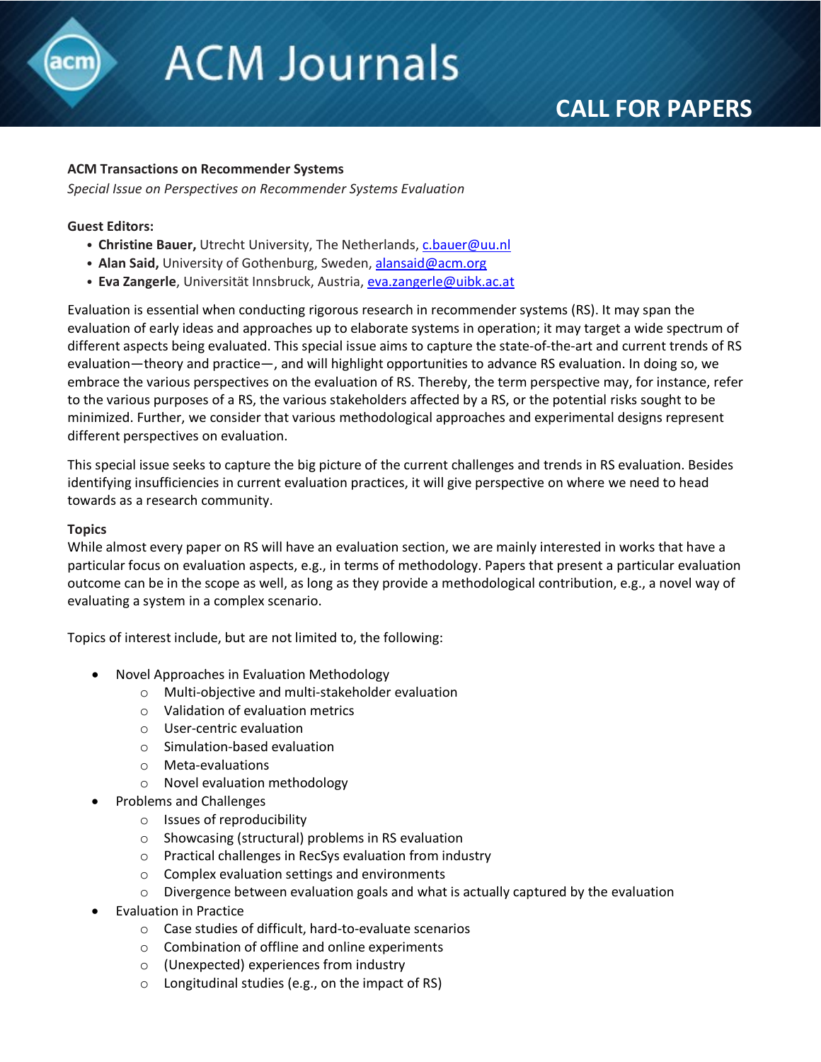# ACM Journals

## CALL FOR PAPERS

**ACM Transactions on Recommender Systems**

*Special Issue on Perspectives on Recommender Systems Evaluation*

**Guest Editors:**

- **Christine Bauer,** Utrecht University, The Netherlands, c.bauer@uu.nl
- **Alan Said,** University of Gothenburg, Sweden, alansaid@acm.org
- **Eva Zangerle**, Universität Innsbruck, Austria, eva.zangerle@uibk.ac.at

Evaluation is essential when conducting rigorous research in recommender systems (RS). It may span the evaluation of early ideas and approaches up to elaborate systems in operation; it may target a wide spectrum of different aspects being evaluated. This special issue aims to capture the state-of-the-art and current trends of RS evaluation—theory and practice—, and will highlight opportunities to advance RS evaluation. In doing so, we embrace the various perspectives on the evaluation of RS. Thereby, the term perspective may, for instance, refer to the various purposes of a RS, the various stakeholders affected by a RS, or the potential risks sought to be minimized. Further, we consider that various methodological approaches and experimental designs represent different perspectives on evaluation.

This special issue seeks to capture the big picture of the current challenges and trends in RS evaluation. Besides identifying insufficiencies in current evaluation practices, it will give perspective on where we need to head towards as a research community.

**Topics**

While almost every paper on RS will have an evaluation section, we are mainly interested in works that have a particular focus on evaluation aspects, e.g., in terms of methodology. Papers that present a particular evaluation outcome can be in the scope as well, as long as they provide a methodological contribution, e.g., a novel way of evaluating a system in a complex scenario.

Topics of interest include, but are not limited to, the following:

- Novel Approaches in Evaluation Methodology
  - Multi-objective and multi-stakeholder evaluation
  - Validation of evaluation metrics
  - User-centric evaluation
  - Simulation-based evaluation
  - Meta-evaluations
  - Novel evaluation methodology
- Problems and Challenges
  - Issues of reproducibility
  - Showcasing (structural) problems in RS evaluation
  - Practical challenges in RecSys evaluation from industry
  - Complex evaluation settings and environments
  - Divergence between evaluation goals and what is actually captured by the evaluation
- Evaluation in Practice
  - Case studies of difficult, hard-to-evaluate scenarios
  - Combination of offline and online experiments
  - (Unexpected) experiences from industry
  - Longitudinal studies (e.g., on the impact of RS)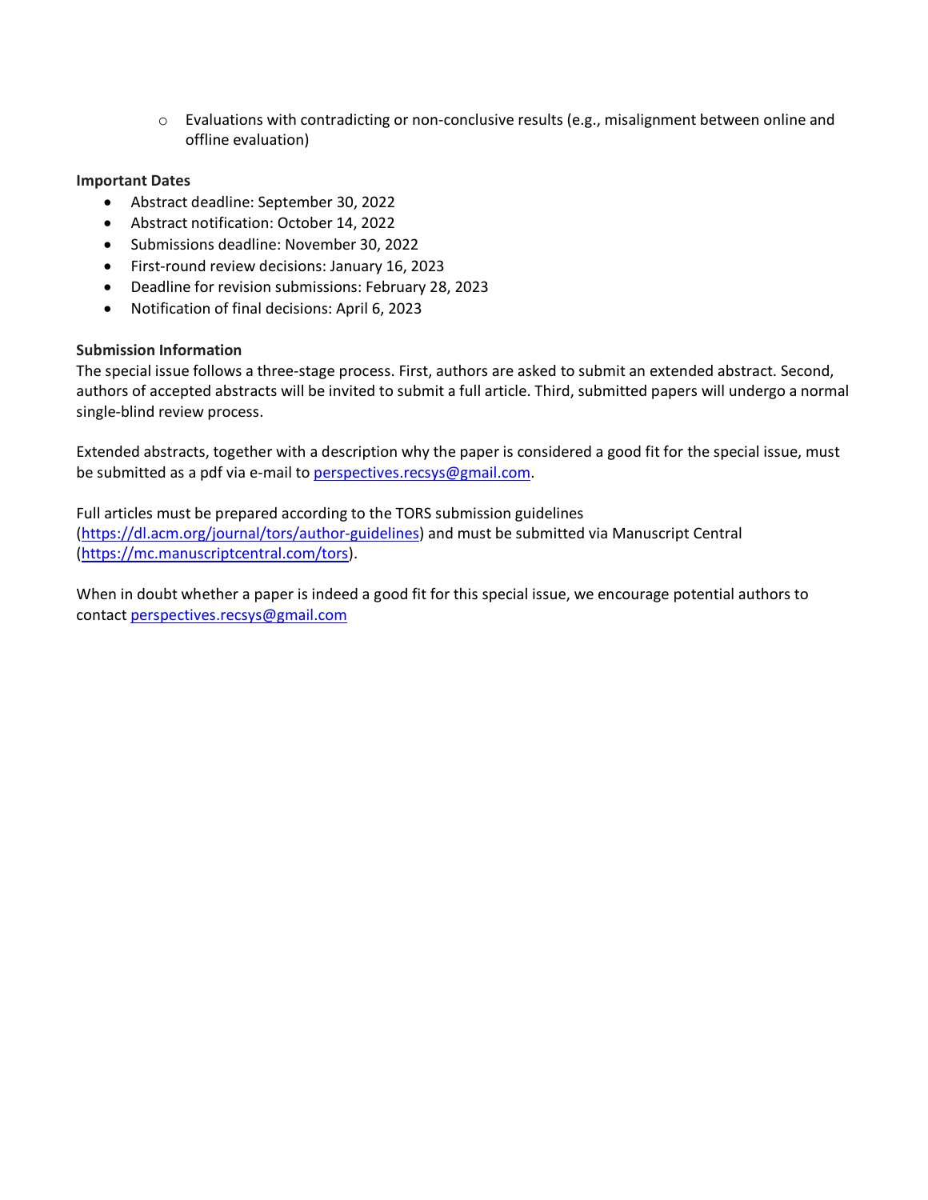- Evaluations with contradicting or non-conclusive results (e.g., misalignment between online and offline evaluation)

**Important Dates**

- Abstract deadline: September 30, 2022
- Abstract notification: October 14, 2022
- Submissions deadline: November 30, 2022
- First-round review decisions: January 16, 2023
- Deadline for revision submissions: February 28, 2023
- Notification of final decisions: April 6, 2023

**Submission Information**

The special issue follows a three-stage process. First, authors are asked to submit an extended abstract. Second, authors of accepted abstracts will be invited to submit a full article. Third, submitted papers will undergo a normal single-blind review process.

Extended abstracts, together with a description why the paper is considered a good fit for the special issue, must be submitted as a pdf via e-mail to perspectives.recsys@gmail.com.

Full articles must be prepared according to the TORS submission guidelines (https://dl.acm.org/journal/tors/author-guidelines) and must be submitted via Manuscript Central (https://mc.manuscriptcentral.com/tors).

When in doubt whether a paper is indeed a good fit for this special issue, we encourage potential authors to contact perspectives.recsys@gmail.com